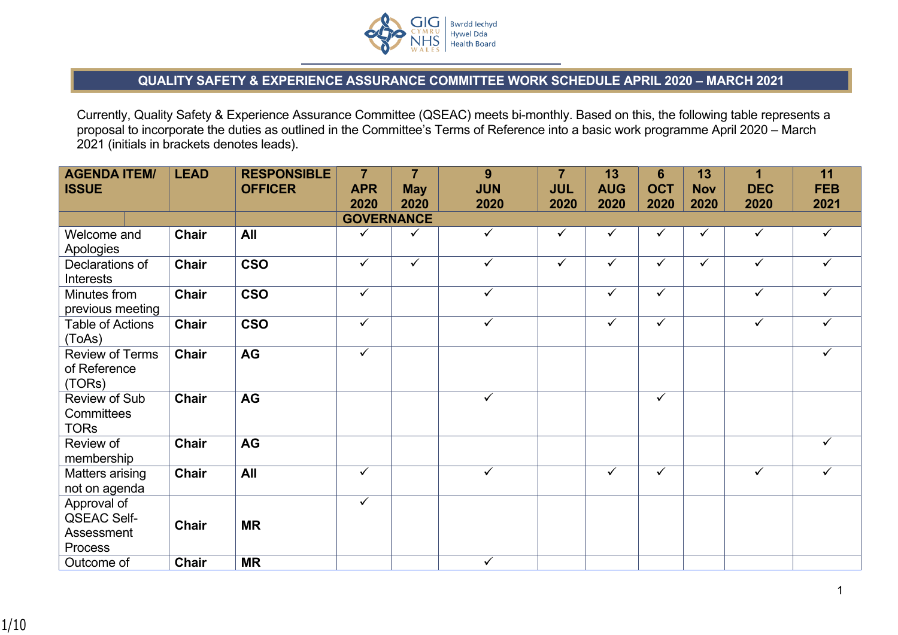# QUALITY SAFETY & EXPERIENCE ASSURANCE COMMITTEE WORK SCHEDULE APRIL 2020 – MARCH 2021

Currently, Quality Safety & Experience Assurance Committee (QSEAC) meets bi-monthly. Based on this, the following table represents a proposal to incorporate the duties as outlined in the Committee's Terms of Reference into a basic work programme April 2020 – March 2021 (initials in brackets denotes leads).

| AGENDA ITEM/ ISSUE | LEAD | RESPONSIBLE OFFICER | 7 APR 2020 | 7 May 2020 | 9 JUN 2020 | 7 JUL 2020 | 13 AUG 2020 | 6 OCT 2020 | 13 Nov 2020 | 1 DEC 2020 | 11 FEB 2021 |
|---|---|---|---|---|---|---|---|---|---|---|---|
| | | | GOVERNANCE | | | | | | | | |
| Welcome and Apologies | Chair | All | ✓ | ✓ | ✓ | ✓ | ✓ | ✓ | ✓ | ✓ | ✓ |
| Declarations of Interests | Chair | CSO | ✓ | ✓ | ✓ | ✓ | ✓ | ✓ | ✓ | ✓ | ✓ |
| Minutes from previous meeting | Chair | CSO | ✓ | | ✓ | | ✓ | ✓ | | ✓ | ✓ |
| Table of Actions (ToAs) | Chair | CSO | ✓ | | ✓ | | ✓ | ✓ | | ✓ | ✓ |
| Review of Terms of Reference (TORs) | Chair | AG | ✓ | | | | | | | | ✓ |
| Review of Sub Committees TORs | Chair | AG | | | ✓ | | | ✓ | | | |
| Review of membership | Chair | AG | | | | | | | | | ✓ |
| Matters arising not on agenda | Chair | All | ✓ | | ✓ | | ✓ | ✓ | | ✓ | ✓ |
| Approval of QSEAC Self-Assessment Process | Chair | MR | ✓ | | | | | | | | |
| Outcome of | Chair | MR | | | ✓ | | | | | | |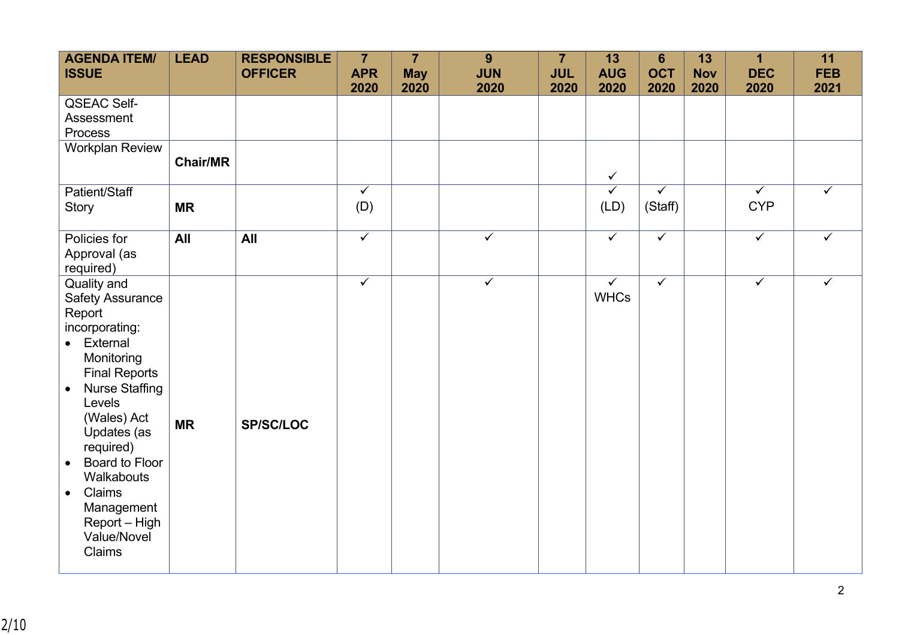| AGENDA ITEM/ ISSUE | LEAD | RESPONSIBLE OFFICER | 7 APR 2020 | 7 May 2020 | 9 JUN 2020 | 7 JUL 2020 | 13 AUG 2020 | 6 OCT 2020 | 13 Nov 2020 | 1 DEC 2020 | 11 FEB 2021 |
|---|---|---|---|---|---|---|---|---|---|---|---|
| QSEAC Self-Assessment Process | | | | | | | | | | | |
| Workplan Review | **Chair/MR** | | | | | | ✓ | | | | |
| Patient/Staff Story | **MR** | | ✓ (D) | | | | ✓ (LD) | ✓ (Staff) | | ✓ CYP | ✓ |
| Policies for Approval (as required) | **All** | **All** | ✓ | | ✓ | | ✓ | ✓ | | ✓ | ✓ |
| Quality and Safety Assurance Report incorporating: <br>• External Monitoring Final Reports <br>• Nurse Staffing Levels (Wales) Act Updates (as required) <br>• Board to Floor Walkabouts <br>• Claims Management Report – High Value/Novel Claims | **MR** | **SP/SC/LOC** | ✓ | | ✓ | | ✓ WHCs | ✓ | | ✓ | ✓ |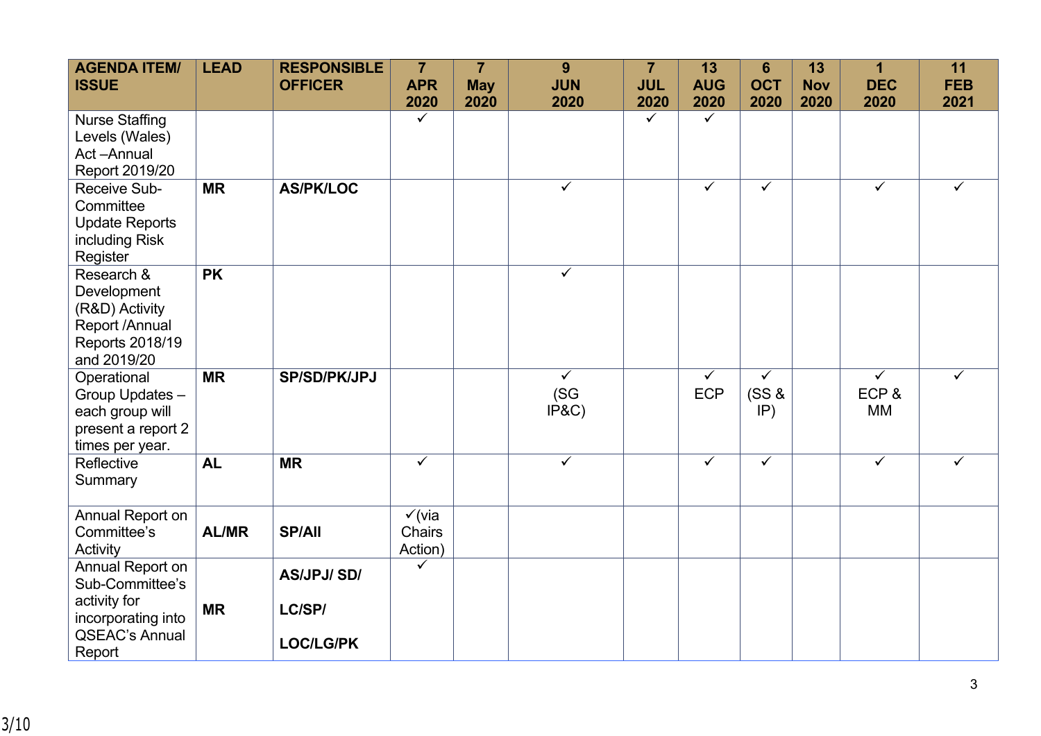| AGENDA ITEM/ ISSUE | LEAD | RESPONSIBLE OFFICER | 7 APR 2020 | 7 May 2020 | 9 JUN 2020 | 7 JUL 2020 | 13 AUG 2020 | 6 OCT 2020 | 13 Nov 2020 | 1 DEC 2020 | 11 FEB 2021 |
|---|---|---|---|---|---|---|---|---|---|---|---|
| Nurse Staffing Levels (Wales) Act –Annual Report 2019/20 | | | ✓ | | | ✓ | ✓ | | | | |
| Receive Sub-Committee Update Reports including Risk Register | **MR** | **AS/PK/LOC** | | | ✓ | | ✓ | ✓ | | ✓ | ✓ |
| Research & Development (R&D) Activity Report /Annual Reports 2018/19 and 2019/20 | **PK** | | | | ✓ | | | | | | |
| Operational Group Updates – each group will present a report 2 times per year. | **MR** | **SP/SD/PK/JPJ** | | | ✓ (SG IP&C) | | ✓ ECP | ✓ (SS & IP) | | ✓ ECP & MM | ✓ |
| Reflective Summary | **AL** | **MR** | ✓ | | ✓ | | ✓ | ✓ | | ✓ | ✓ |
| Annual Report on Committee's Activity | **AL/MR** | **SP/All** | ✓(via Chairs Action) | | | | | | | | |
| Annual Report on Sub-Committee's activity for incorporating into QSEAC's Annual Report | **MR** | **AS/JPJ/ SD/ LC/SP/ LOC/LG/PK** | ✓ | | | | | | | | |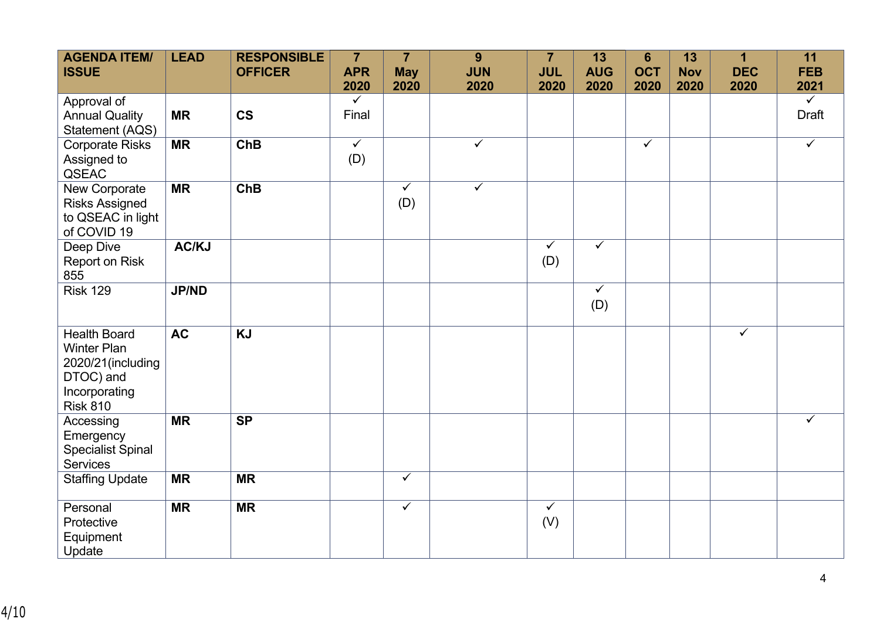| **AGENDA ITEM/ ISSUE** | **LEAD** | **RESPONSIBLE OFFICER** | **7 APR 2020** | **7 May 2020** | **9 JUN 2020** | **7 JUL 2020** | **13 AUG 2020** | **6 OCT 2020** | **13 Nov 2020** | **1 DEC 2020** | **11 FEB 2021** |
|---|---|---|---|---|---|---|---|---|---|---|---|
| Approval of Annual Quality Statement (AQS) | **MR** | **CS** | ✓ Final | | | | | | | | ✓ Draft |
| Corporate Risks Assigned to QSEAC | **MR** | **ChB** | ✓ (D) | | ✓ | | | ✓ | | | ✓ |
| New Corporate Risks Assigned to QSEAC in light of COVID 19 | **MR** | **ChB** | | ✓ (D) | ✓ | | | | | | |
| Deep Dive Report on Risk 855 | **AC/KJ** | | | | | ✓ (D) | ✓ | | | | |
| Risk 129 | **JP/ND** | | | | | | ✓ (D) | | | | |
| Health Board Winter Plan 2020/21(including DTOC) and Incorporating Risk 810 | **AC** | **KJ** | | | | | | | | ✓ | |
| Accessing Emergency Specialist Spinal Services | **MR** | **SP** | | | | | | | | | ✓ |
| Staffing Update | **MR** | **MR** | | ✓ | | | | | | | |
| Personal Protective Equipment Update | **MR** | **MR** | | ✓ | | ✓ (V) | | | | | |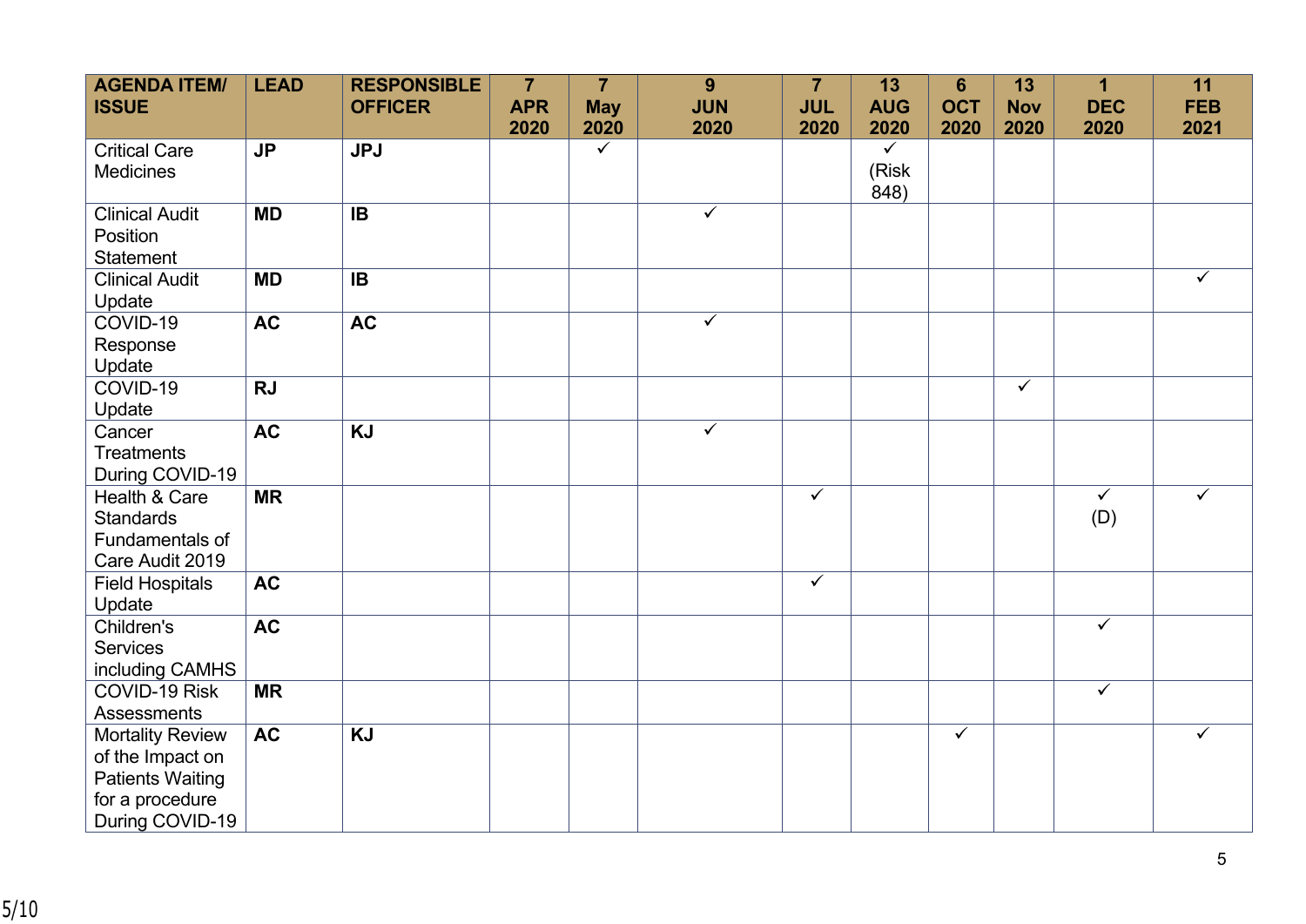| AGENDA ITEM/ ISSUE | LEAD | RESPONSIBLE OFFICER | 7 APR 2020 | 7 May 2020 | 9 JUN 2020 | 7 JUL 2020 | 13 AUG 2020 | 6 OCT 2020 | 13 Nov 2020 | 1 DEC 2020 | 11 FEB 2021 |
|---|---|---|---|---|---|---|---|---|---|---|---|
| Critical Care Medicines | **JP** | **JPJ** | | ✓ | | | ✓ (Risk 848) | | | | |
| Clinical Audit Position Statement | **MD** | **IB** | | | ✓ | | | | | | |
| Clinical Audit Update | **MD** | **IB** | | | | | | | | | ✓ |
| COVID-19 Response Update | **AC** | **AC** | | | ✓ | | | | | | |
| COVID-19 Update | **RJ** | | | | | | | | ✓ | | |
| Cancer Treatments During COVID-19 | **AC** | **KJ** | | | ✓ | | | | | | |
| Health & Care Standards Fundamentals of Care Audit 2019 | **MR** | | | | | ✓ | | | | ✓ (D) | ✓ |
| Field Hospitals Update | **AC** | | | | | ✓ | | | | | |
| Children's Services including CAMHS | **AC** | | | | | | | | | ✓ | |
| COVID-19 Risk Assessments | **MR** | | | | | | | | | ✓ | |
| Mortality Review of the Impact on Patients Waiting for a procedure During COVID-19 | **AC** | **KJ** | | | | | | ✓ | | | ✓ |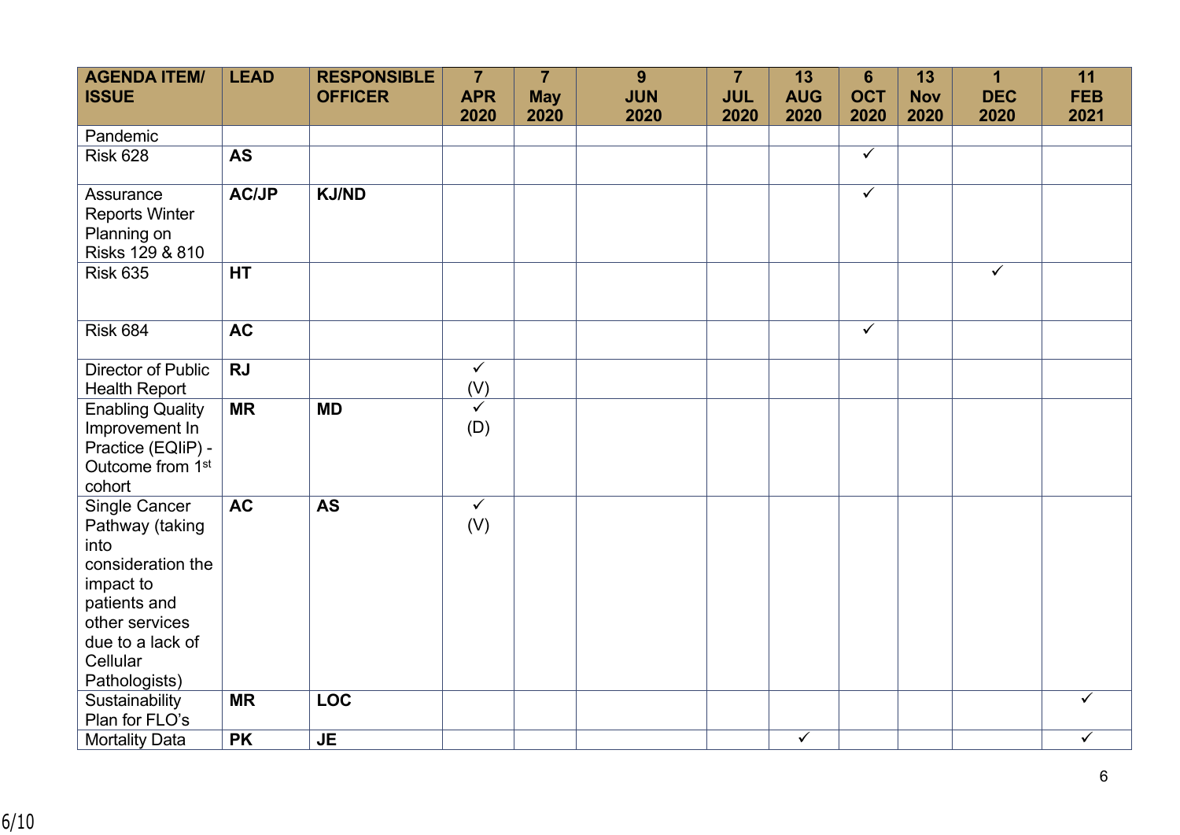| AGENDA ITEM/ ISSUE | LEAD | RESPONSIBLE OFFICER | 7 APR 2020 | 7 May 2020 | 9 JUN 2020 | 7 JUL 2020 | 13 AUG 2020 | 6 OCT 2020 | 13 Nov 2020 | 1 DEC 2020 | 11 FEB 2021 |
|---|---|---|---|---|---|---|---|---|---|---|---|
| Pandemic | | | | | | | | | | | |
| Risk 628 | **AS** | | | | | | | ✓ | | | |
| Assurance Reports Winter Planning on Risks 129 & 810 | **AC/JP** | **KJ/ND** | | | | | | ✓ | | | |
| Risk 635 | **HT** | | | | | | | | | ✓ | |
| Risk 684 | **AC** | | | | | | | ✓ | | | |
| Director of Public Health Report | **RJ** | | ✓ (V) | | | | | | | | |
| Enabling Quality Improvement In Practice (EQIiP) - Outcome from 1st cohort | **MR** | **MD** | ✓ (D) | | | | | | | | |
| Single Cancer Pathway (taking into consideration the impact to patients and other services due to a lack of Cellular Pathologists) | **AC** | **AS** | ✓ (V) | | | | | | | | |
| Sustainability Plan for FLO's | **MR** | **LOC** | | | | | | | | | ✓ |
| Mortality Data | **PK** | **JE** | | | | | ✓ | | | | ✓ |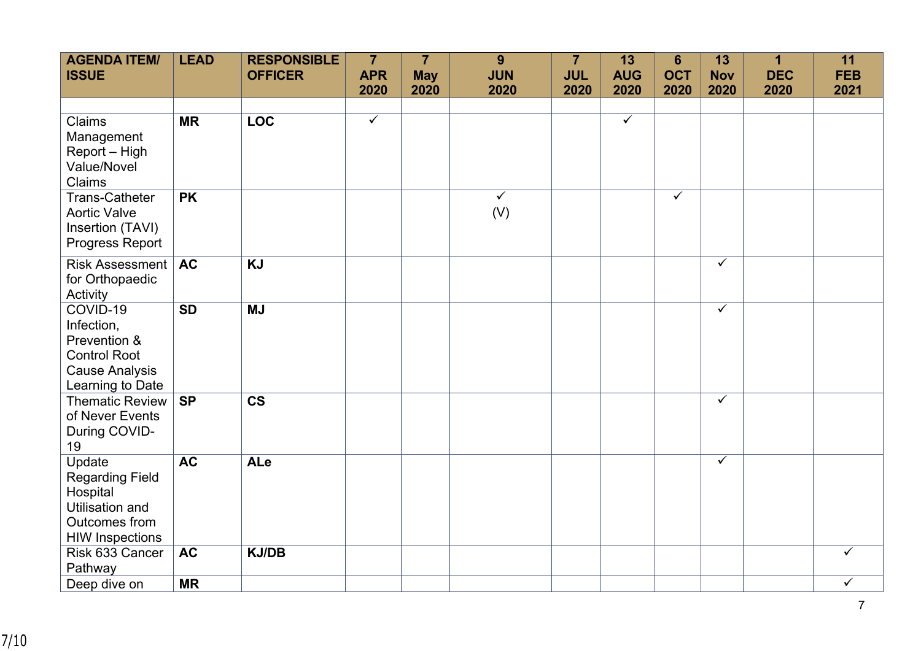| AGENDA ITEM/ ISSUE | LEAD | RESPONSIBLE OFFICER | 7 APR 2020 | 7 May 2020 | 9 JUN 2020 | 7 JUL 2020 | 13 AUG 2020 | 6 OCT 2020 | 13 Nov 2020 | 1 DEC 2020 | 11 FEB 2021 |
|---|---|---|---|---|---|---|---|---|---|---|---|
| | | | | | | | | | | | |
| Claims Management Report – High Value/Novel Claims | **MR** | **LOC** | ✓ | | | | ✓ | | | | |
| Trans-Catheter Aortic Valve Insertion (TAVI) Progress Report | **PK** | | | | ✓ (V) | | | ✓ | | | |
| Risk Assessment for Orthopaedic Activity | **AC** | **KJ** | | | | | | | ✓ | | |
| COVID-19 Infection, Prevention & Control Root Cause Analysis Learning to Date | **SD** | **MJ** | | | | | | | ✓ | | |
| Thematic Review of Never Events During COVID-19 | **SP** | **CS** | | | | | | | ✓ | | |
| Update Regarding Field Hospital Utilisation and Outcomes from HIW Inspections | **AC** | **ALe** | | | | | | | ✓ | | |
| Risk 633 Cancer Pathway | **AC** | **KJ/DB** | | | | | | | | | ✓ |
| Deep dive on | **MR** | | | | | | | | | | ✓ |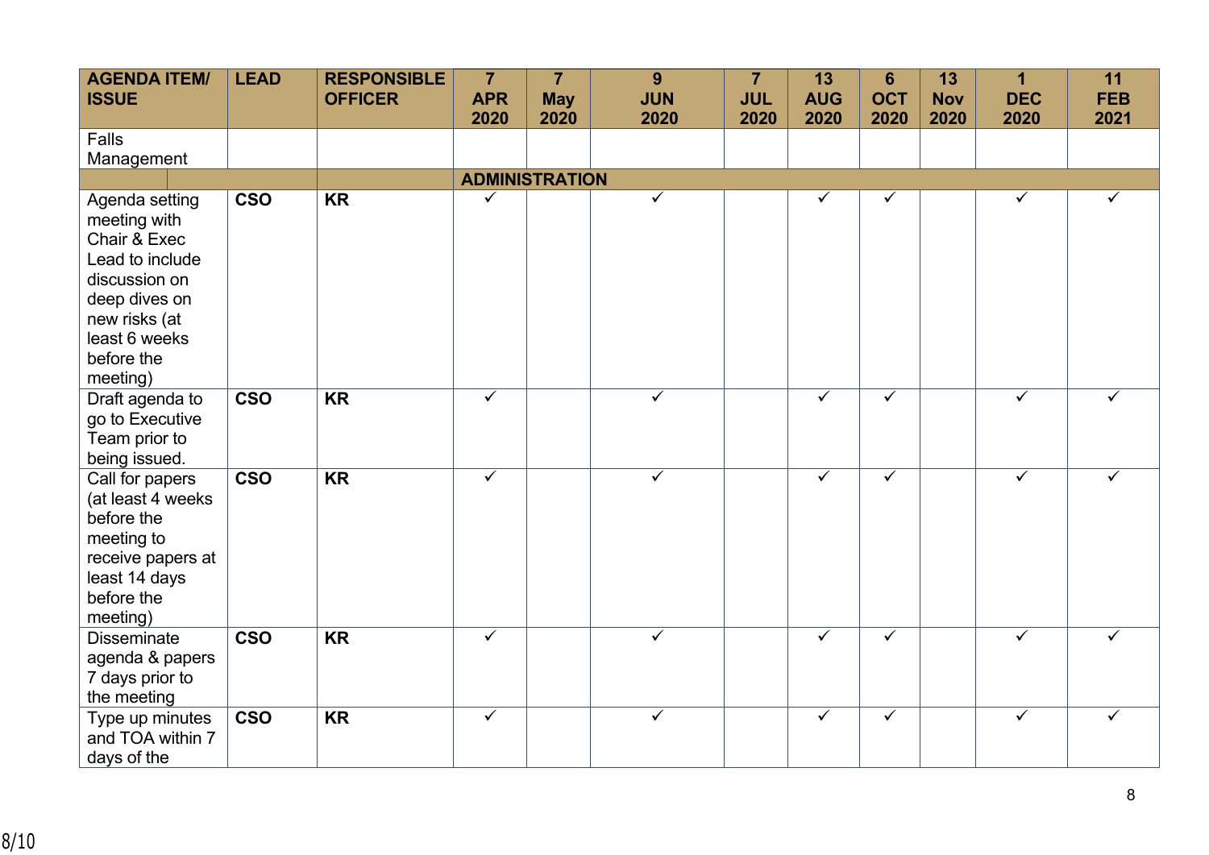| AGENDA ITEM/ ISSUE | LEAD | RESPONSIBLE OFFICER | 7 APR 2020 | 7 May 2020 | 9 JUN 2020 | 7 JUL 2020 | 13 AUG 2020 | 6 OCT 2020 | 13 Nov 2020 | 1 DEC 2020 | 11 FEB 2021 |
|---|---|---|---|---|---|---|---|---|---|---|---|
| Falls Management | | | | | | | | | | | |
| | | | **ADMINISTRATION** | | | | | | | | |
| Agenda setting meeting with Chair & Exec Lead to include discussion on deep dives on new risks (at least 6 weeks before the meeting) | **CSO** | **KR** | ✓ | | ✓ | | ✓ | ✓ | | ✓ | ✓ |
| Draft agenda to go to Executive Team prior to being issued. | **CSO** | **KR** | ✓ | | ✓ | | ✓ | ✓ | | ✓ | ✓ |
| Call for papers (at least 4 weeks before the meeting to receive papers at least 14 days before the meeting) | **CSO** | **KR** | ✓ | | ✓ | | ✓ | ✓ | | ✓ | ✓ |
| Disseminate agenda & papers 7 days prior to the meeting | **CSO** | **KR** | ✓ | | ✓ | | ✓ | ✓ | | ✓ | ✓ |
| Type up minutes and TOA within 7 days of the | **CSO** | **KR** | ✓ | | ✓ | | ✓ | ✓ | | ✓ | ✓ |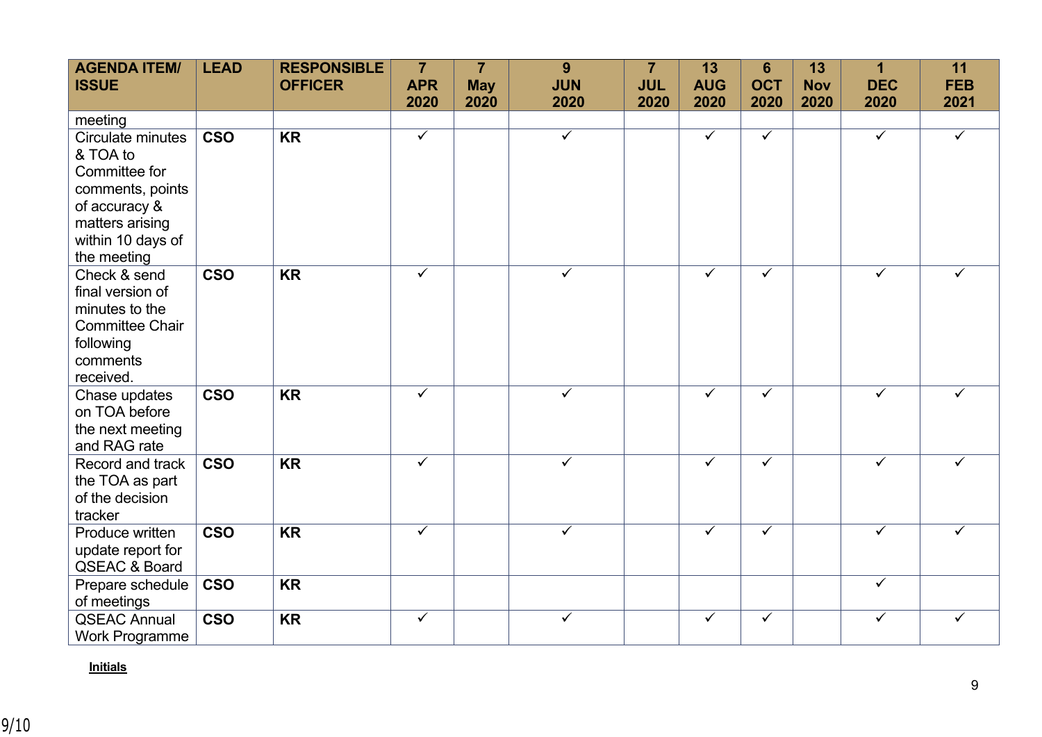| AGENDA ITEM/ ISSUE | LEAD | RESPONSIBLE OFFICER | 7 APR 2020 | 7 May 2020 | 9 JUN 2020 | 7 JUL 2020 | 13 AUG 2020 | 6 OCT 2020 | 13 Nov 2020 | 1 DEC 2020 | 11 FEB 2021 |
|---|---|---|---|---|---|---|---|---|---|---|---|
| meeting | | | | | | | | | | | |
| Circulate minutes & TOA to Committee for comments, points of accuracy & matters arising within 10 days of the meeting | **CSO** | **KR** | ✓ | | ✓ | | ✓ | ✓ | | ✓ | ✓ |
| Check & send final version of minutes to the Committee Chair following comments received. | **CSO** | **KR** | ✓ | | ✓ | | ✓ | ✓ | | ✓ | ✓ |
| Chase updates on TOA before the next meeting and RAG rate | **CSO** | **KR** | ✓ | | ✓ | | ✓ | ✓ | | ✓ | ✓ |
| Record and track the TOA as part of the decision tracker | **CSO** | **KR** | ✓ | | ✓ | | ✓ | ✓ | | ✓ | ✓ |
| Produce written update report for QSEAC & Board | **CSO** | **KR** | ✓ | | ✓ | | ✓ | ✓ | | ✓ | ✓ |
| Prepare schedule of meetings | **CSO** | **KR** | | | | | | | | ✓ | |
| QSEAC Annual Work Programme | **CSO** | **KR** | ✓ | | ✓ | | ✓ | ✓ | | ✓ | ✓ |

**Initials**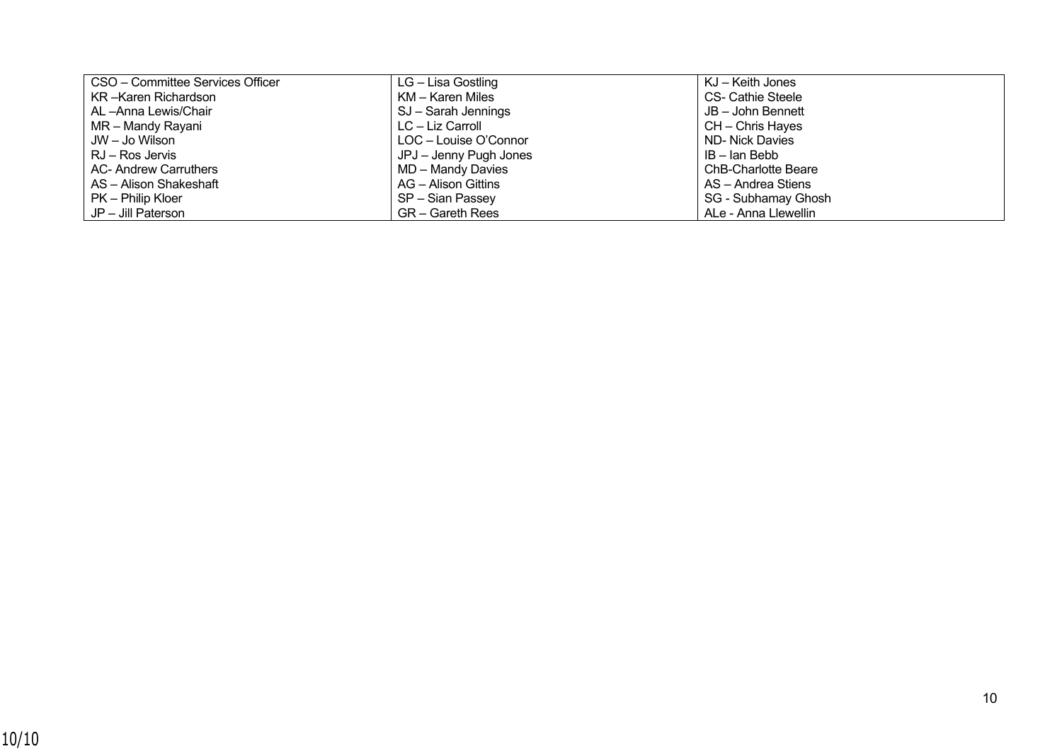| | | |
|---|---|---|
| CSO – Committee Services Officer | LG – Lisa Gostling | KJ – Keith Jones |
| KR –Karen Richardson | KM – Karen Miles | CS- Cathie Steele |
| AL –Anna Lewis/Chair | SJ – Sarah Jennings | JB – John Bennett |
| MR – Mandy Rayani | LC – Liz Carroll | CH – Chris Hayes |
| JW – Jo Wilson | LOC – Louise O'Connor | ND- Nick Davies |
| RJ – Ros Jervis | JPJ – Jenny Pugh Jones | IB – Ian Bebb |
| AC- Andrew Carruthers | MD – Mandy Davies | ChB-Charlotte Beare |
| AS – Alison Shakeshaft | AG – Alison Gittins | AS – Andrea Stiens |
| PK – Philip Kloer | SP – Sian Passey | SG - Subhamay Ghosh |
| JP – Jill Paterson | GR – Gareth Rees | ALe - Anna Llewellin |